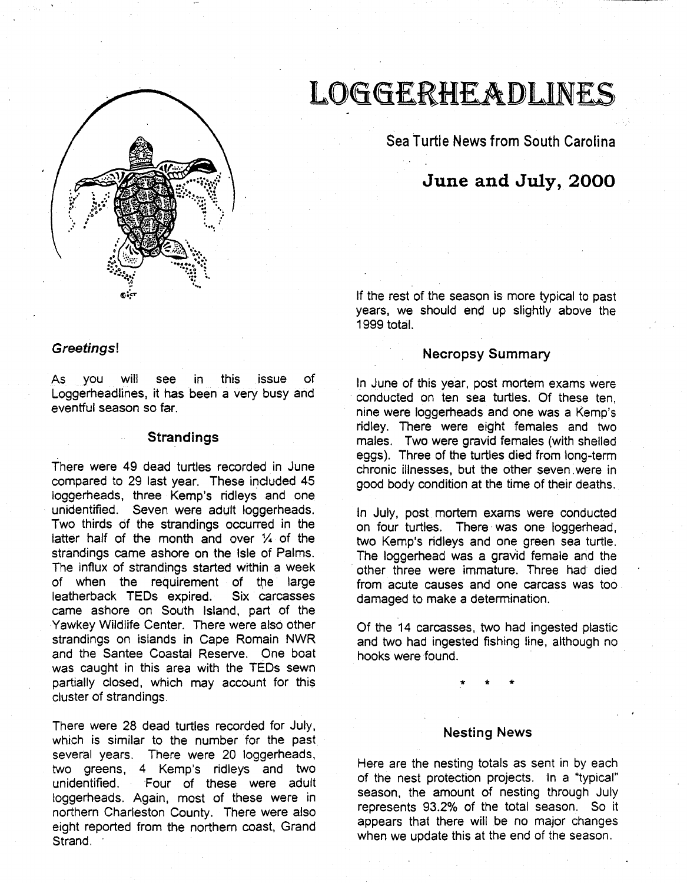# LOGGERHEADLINES

Sea Turtle News from South Carolina

## June and July, 2000

*Greetings*!

As you will see in this issue of Loggerheadlines, it has been a very busy and eventful season so far.

### Strandings

There were 49 dead turtles recorded in June compared to 29 last year. These included 45 loggerheads, three Kemp's ridleys and one unidentified. Seven were adult loggerheads. Two thirds of the strandings occurred in the latter half of the month and over ¼ of the strandings came ashore on the Isle of Palms. The influx of strandings started within a week of when the requirement of the large leatherback TEDs expired. Six carcasses came ashore on South Island, part of the Yawkey Wildlife Center. There were also other strandings on islands in Cape Romain NWR and the Santee Coastal Reserve. One boat was caught in this area with the TEDs sewn partially closed, which may account for this cluster of strandings.

There were 28 dead turtles recorded for July, which is similar to the number for the past several years. There were 20 loggerheads, two greens, 4 Kemp's ridleys and two unidentified. Four of these were adult loggerheads. Again, most of these were in northern Charleston County. There were also eight reported from the northern coast, Grand Strand.

If the rest of the season is more typical to past years, we should end up slightly above the 1999 total.

### Necropsy Summary

In June of this year, post mortem exams were conducted on ten sea turtles. Of these ten, nine were loggerheads and one was a Kemp's ridley. There were eight females and two males. Two were gravid females (with shelled eggs). Three of the turtles died from long-term chronic illnesses, but the other seven were in good body condition at the time of their deaths.

In July, post mortem exams were conducted on four turtles. There was one loggerhead, two Kemp's ridleys and one green sea turtle. The loggerhead was a gravid female and the other three were immature. Three had died from acute causes and one carcass was too damaged to make a determination.

Of the 14 carcasses, two had ingested plastic and two had ingested fishing line, although no hooks were found.

\* \* \*

### Nesting News

Here are the nesting totals as sent in by each of the nest protection projects. In a "typical" season, the amount of nesting through July represents 93.2% of the total season. So it appears that there will be no major changes when we update this at the end of the season.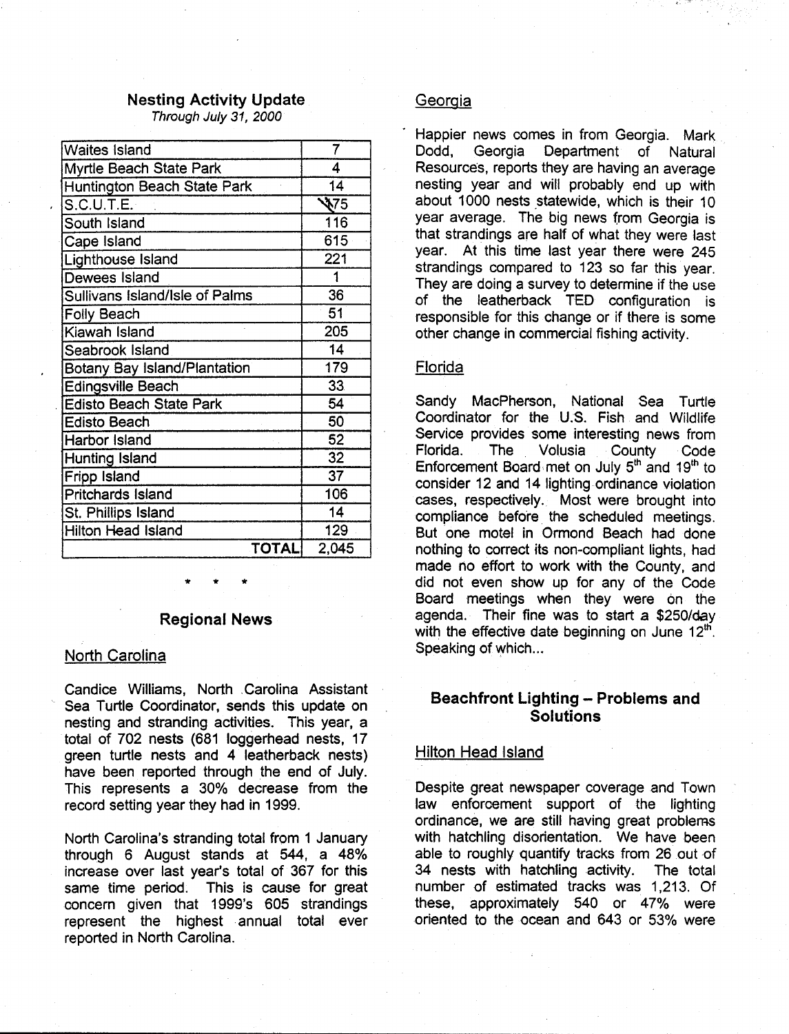### Nesting Activity Update

*Through July 31, 2000*

| Waites Island | 7 |
|---|---|
| Myrtle Beach State Park | 4 |
| Huntington Beach State Park | 14 |
| S.C.U.T.E. | 75 |
| South Island | 116 |
| Cape Island | 615 |
| Lighthouse Island | 221 |
| Dewees Island | 1 |
| Sullivans Island/Isle of Palms | 36 |
| Folly Beach | 51 |
| Kiawah Island | 205 |
| Seabrook Island | 14 |
| Botany Bay Island/Plantation | 179 |
| Edingsville Beach | 33 |
| Edisto Beach State Park | 54 |
| Edisto Beach | 50 |
| Harbor Island | 52 |
| Hunting Island | 32 |
| Fripp Island | 37 |
| Pritchards Island | 106 |
| St. Phillips Island | 14 |
| Hilton Head Island | 129 |
| **TOTAL** | 2,045 |

\* \* \*

## Regional News

### North Carolina

Candice Williams, North Carolina Assistant Sea Turtle Coordinator, sends this update on nesting and stranding activities. This year, a total of 702 nests (681 loggerhead nests, 17 green turtle nests and 4 leatherback nests) have been reported through the end of July. This represents a 30% decrease from the record setting year they had in 1999.

North Carolina's stranding total from 1 January through 6 August stands at 544, a 48% increase over last year's total of 367 for this same time period. This is cause for great concern given that 1999's 605 strandings represent the highest annual total ever reported in North Carolina.

### Georgia

Happier news comes in from Georgia. Mark Dodd, Georgia Department of Natural Resources, reports they are having an average nesting year and will probably end up with about 1000 nests statewide, which is their 10 year average. The big news from Georgia is that strandings are half of what they were last year. At this time last year there were 245 strandings compared to 123 so far this year. They are doing a survey to determine if the use of the leatherback TED configuration is responsible for this change or if there is some other change in commercial fishing activity.

### Florida

Sandy MacPherson, National Sea Turtle Coordinator for the U.S. Fish and Wildlife Service provides some interesting news from Florida. The Volusia County Code Enforcement Board met on July 5th and 19th to consider 12 and 14 lighting ordinance violation cases, respectively. Most were brought into compliance before the scheduled meetings. But one motel in Ormond Beach had done nothing to correct its non-compliant lights, had made no effort to work with the County, and did not even show up for any of the Code Board meetings when they were on the agenda. Their fine was to start a $250/day with the effective date beginning on June 12th. Speaking of which...

## Beachfront Lighting – Problems and Solutions

### Hilton Head Island

Despite great newspaper coverage and Town law enforcement support of the lighting ordinance, we are still having great problems with hatchling disorientation. We have been able to roughly quantify tracks from 26 out of 34 nests with hatchling activity. The total number of estimated tracks was 1,213. Of these, approximately 540 or 47% were oriented to the ocean and 643 or 53% were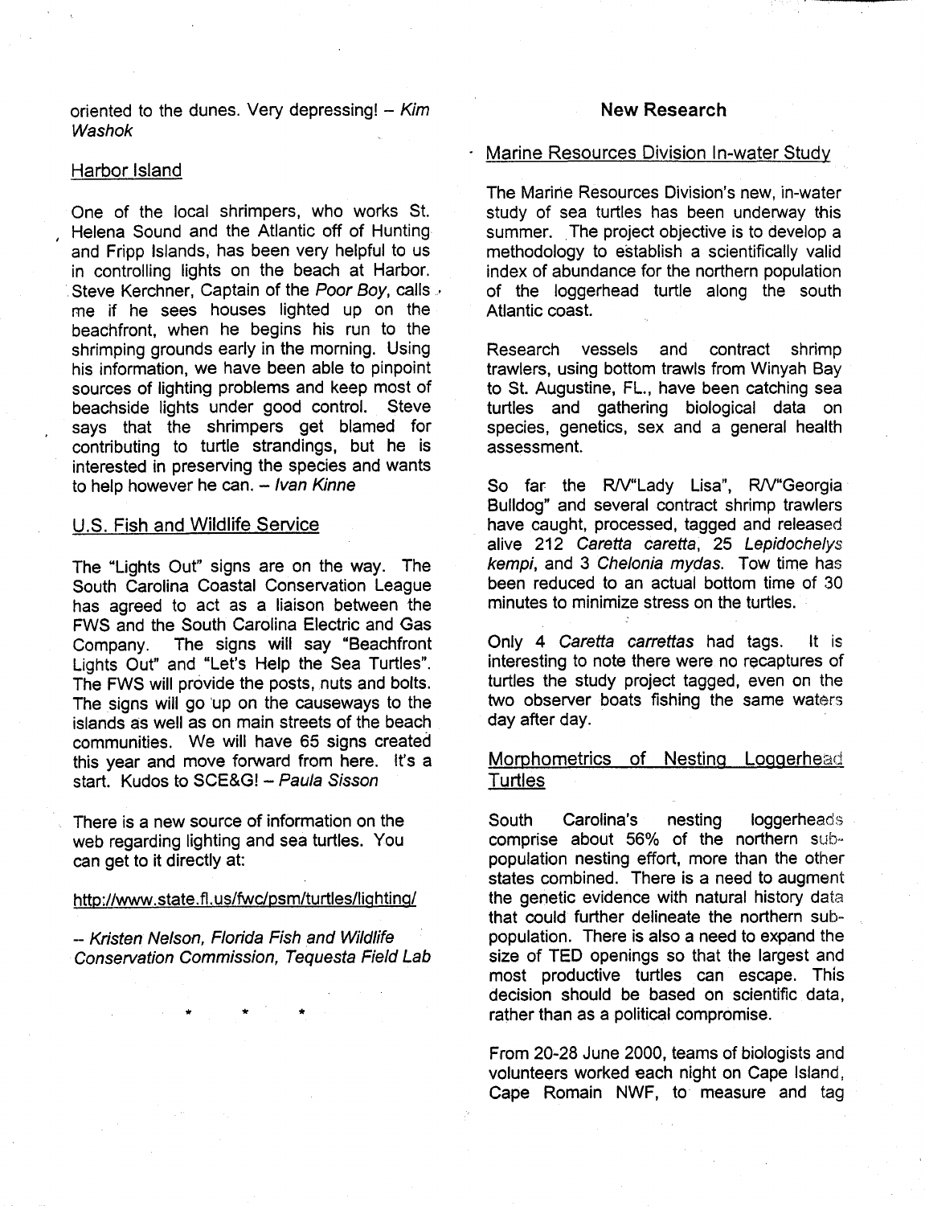oriented to the dunes. Very depressing! – *Kim Washok*

### Harbor Island

One of the local shrimpers, who works St. Helena Sound and the Atlantic off of Hunting and Fripp Islands, has been very helpful to us in controlling lights on the beach at Harbor. Steve Kerchner, Captain of the *Poor Boy*, calls me if he sees houses lighted up on the beachfront, when he begins his run to the shrimping grounds early in the morning. Using his information, we have been able to pinpoint sources of lighting problems and keep most of beachside lights under good control. Steve says that the shrimpers get blamed for contributing to turtle strandings, but he is interested in preserving the species and wants to help however he can. – *Ivan Kinne*

### U.S. Fish and Wildlife Service

The "Lights Out" signs are on the way. The South Carolina Coastal Conservation League has agreed to act as a liaison between the FWS and the South Carolina Electric and Gas Company. The signs will say "Beachfront Lights Out" and "Let's Help the Sea Turtles". The FWS will provide the posts, nuts and bolts. The signs will go up on the causeways to the islands as well as on main streets of the beach communities. We will have 65 signs created this year and move forward from here. It's a start. Kudos to SCE&G! – *Paula Sisson*

There is a new source of information on the web regarding lighting and sea turtles. You can get to it directly at:

http://www.state.fl.us/fwc/psm/turtles/lighting/

-- *Kristen Nelson, Florida Fish and Wildlife Conservation Commission, Tequesta Field Lab*

\* \* \*

## New Research

### Marine Resources Division In-water Study

The Marine Resources Division's new, in-water study of sea turtles has been underway this summer. The project objective is to develop a methodology to establish a scientifically valid index of abundance for the northern population of the loggerhead turtle along the south Atlantic coast.

Research vessels and contract shrimp trawlers, using bottom trawls from Winyah Bay to St. Augustine, FL., have been catching sea turtles and gathering biological data on species, genetics, sex and a general health assessment.

So far the R/V"Lady Lisa", R/V"Georgia Bulldog" and several contract shrimp trawlers have caught, processed, tagged and released alive 212 *Caretta caretta*, 25 *Lepidochelys kempi*, and 3 *Chelonia mydas*. Tow time has been reduced to an actual bottom time of 30 minutes to minimize stress on the turtles.

Only 4 *Caretta carrettas* had tags. It is interesting to note there were no recaptures of turtles the study project tagged, even on the two observer boats fishing the same waters day after day.

### Morphometrics of Nesting Loggerhead Turtles

South Carolina's nesting loggerheads comprise about 56% of the northern sub-population nesting effort, more than the other states combined. There is a need to augment the genetic evidence with natural history data that could further delineate the northern sub-population. There is also a need to expand the size of TED openings so that the largest and most productive turtles can escape. This decision should be based on scientific data, rather than as a political compromise.

From 20-28 June 2000, teams of biologists and volunteers worked each night on Cape Island, Cape Romain NWF, to measure and tag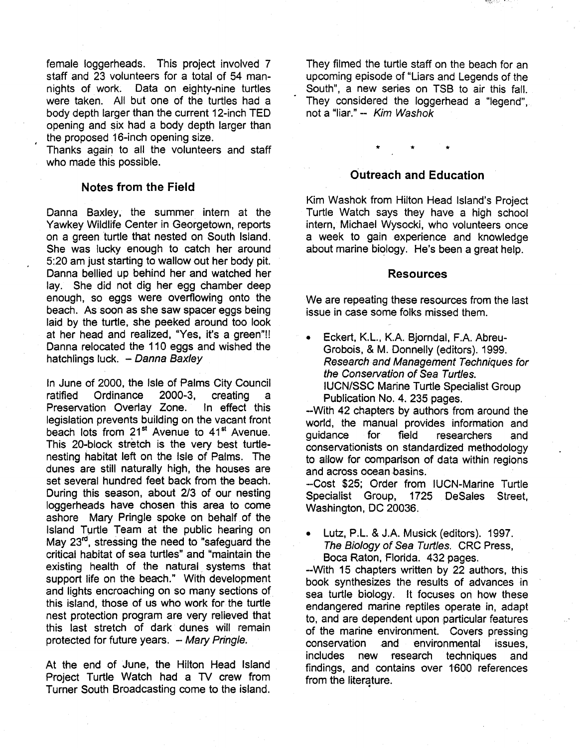female loggerheads. This project involved 7 staff and 23 volunteers for a total of 54 man-nights of work. Data on eighty-nine turtles were taken. All but one of the turtles had a body depth larger than the current 12-inch TED opening and six had a body depth larger than the proposed 16-inch opening size.

Thanks again to all the volunteers and staff who made this possible.

### Notes from the Field

Danna Baxley, the summer intern at the Yawkey Wildlife Center in Georgetown, reports on a green turtle that nested on South Island. She was lucky enough to catch her around 5:20 am just starting to wallow out her body pit. Danna bellied up behind her and watched her lay. She did not dig her egg chamber deep enough, so eggs were overflowing onto the beach. As soon as she saw spacer eggs being laid by the turtle, she peeked around too look at her head and realized, "Yes, it's a green"!! Danna relocated the 110 eggs and wished the hatchlings luck. – *Danna Baxley*

In June of 2000, the Isle of Palms City Council ratified Ordinance 2000-3, creating a Preservation Overlay Zone. In effect this legislation prevents building on the vacant front beach lots from 21st Avenue to 41st Avenue. This 20-block stretch is the very best turtle-nesting habitat left on the Isle of Palms. The dunes are still naturally high, the houses are set several hundred feet back from the beach. During this season, about 2/3 of our nesting loggerheads have chosen this area to come ashore Mary Pringle spoke on behalf of the Island Turtle Team at the public hearing on May 23rd, stressing the need to "safeguard the critical habitat of sea turtles" and "maintain the existing health of the natural systems that support life on the beach." With development and lights encroaching on so many sections of this island, those of us who work for the turtle nest protection program are very relieved that this last stretch of dark dunes will remain protected for future years. – *Mary Pringle.*

At the end of June, the Hilton Head Island Project Turtle Watch had a TV crew from Turner South Broadcasting come to the island. They filmed the turtle staff on the beach for an upcoming episode of "Liars and Legends of the South", a new series on TSB to air this fall. They considered the loggerhead a "legend", not a "liar." -- *Kim Washok*

\* \* \*

### Outreach and Education

Kim Washok from Hilton Head Island's Project Turtle Watch says they have a high school intern, Michael Wysocki, who volunteers once a week to gain experience and knowledge about marine biology. He's been a great help.

### Resources

We are repeating these resources from the last issue in case some folks missed them.

- Eckert, K.L., K.A. Bjorndal, F.A. Abreu-Grobois, & M. Donnelly (editors). 1999. *Research and Management Techniques for the Conservation of Sea Turtles.* IUCN/SSC Marine Turtle Specialist Group Publication No. 4. 235 pages.

--With 42 chapters by authors from around the world, the manual provides information and guidance for field researchers and conservationists on standardized methodology to allow for comparison of data within regions and across ocean basins.

--Cost $25; Order from IUCN-Marine Turtle Specialist Group, 1725 DeSales Street, Washington, DC 20036.

- Lutz, P.L. & J.A. Musick (editors). 1997. *The Biology of Sea Turtles.* CRC Press, Boca Raton, Florida. 432 pages.

--With 15 chapters written by 22 authors, this book synthesizes the results of advances in sea turtle biology. It focuses on how these endangered marine reptiles operate in, adapt to, and are dependent upon particular features of the marine environment. Covers pressing conservation and environmental issues, includes new research techniques and findings, and contains over 1600 references from the literature.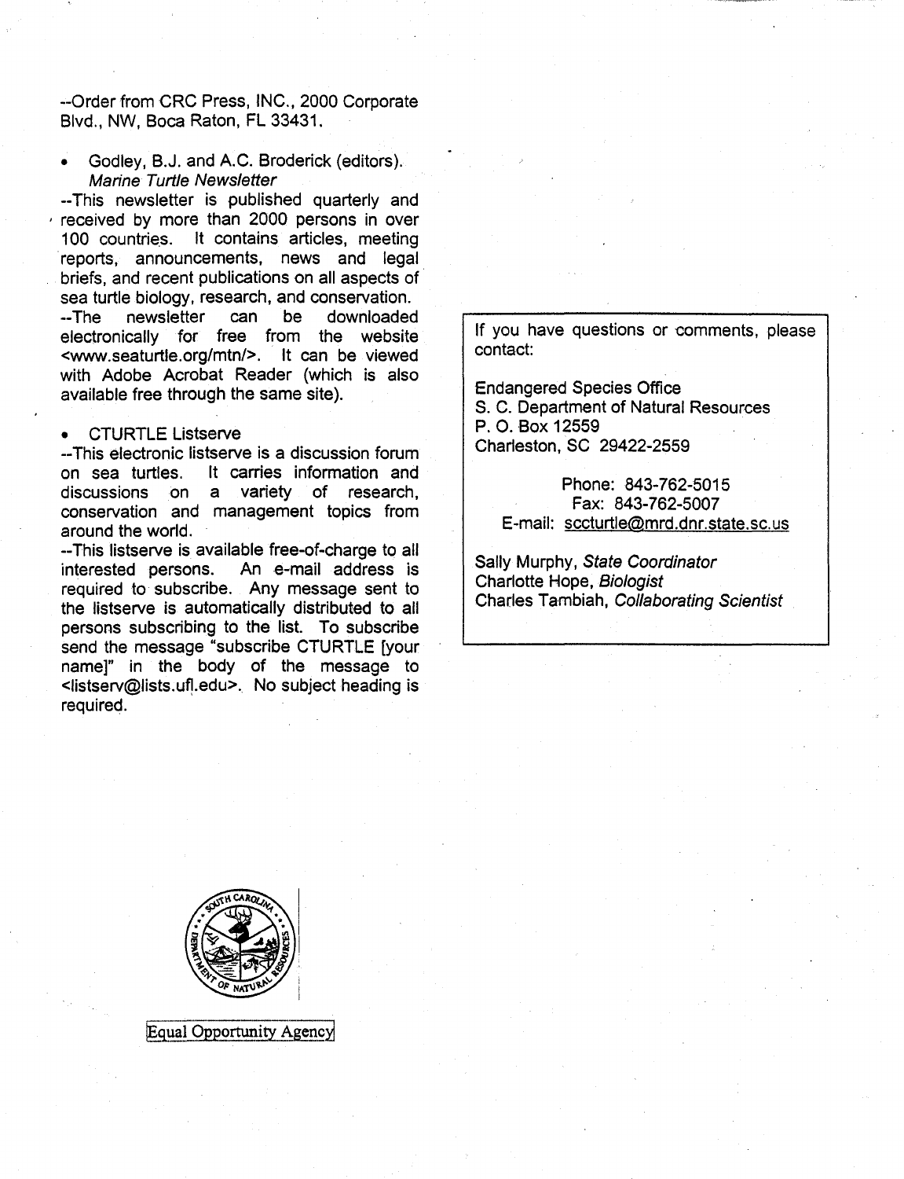--Order from CRC Press, INC., 2000 Corporate Blvd., NW, Boca Raton, FL 33431.

- Godley, B.J. and A.C. Broderick (editors). *Marine Turtle Newsletter*

--This newsletter is published quarterly and received by more than 2000 persons in over 100 countries. It contains articles, meeting reports, announcements, news and legal briefs, and recent publications on all aspects of sea turtle biology, research, and conservation.
--The newsletter can be downloaded electronically for free from the website <www.seaturtle.org/mtn/>. It can be viewed with Adobe Acrobat Reader (which is also available free through the same site).

- CTURTLE Listserve

--This electronic listserve is a discussion forum on sea turtles. It carries information and discussions on a variety of research, conservation and management topics from around the world.
--This listserve is available free-of-charge to all interested persons. An e-mail address is required to subscribe. Any message sent to the listserve is automatically distributed to all persons subscribing to the list. To subscribe send the message "subscribe CTURTLE [your name]" in the body of the message to <listserv@lists.ufl.edu>. No subject heading is required.

If you have questions or comments, please contact:

Endangered Species Office
S. C. Department of Natural Resources
P. O. Box 12559
Charleston, SC 29422-2559

Phone: 843-762-5015
Fax: 843-762-5007
E-mail: sccturtle@mrd.dnr.state.sc.us

Sally Murphy, *State Coordinator*
Charlotte Hope, *Biologist*
Charles Tambiah, *Collaborating Scientist*

Equal Opportunity Agency